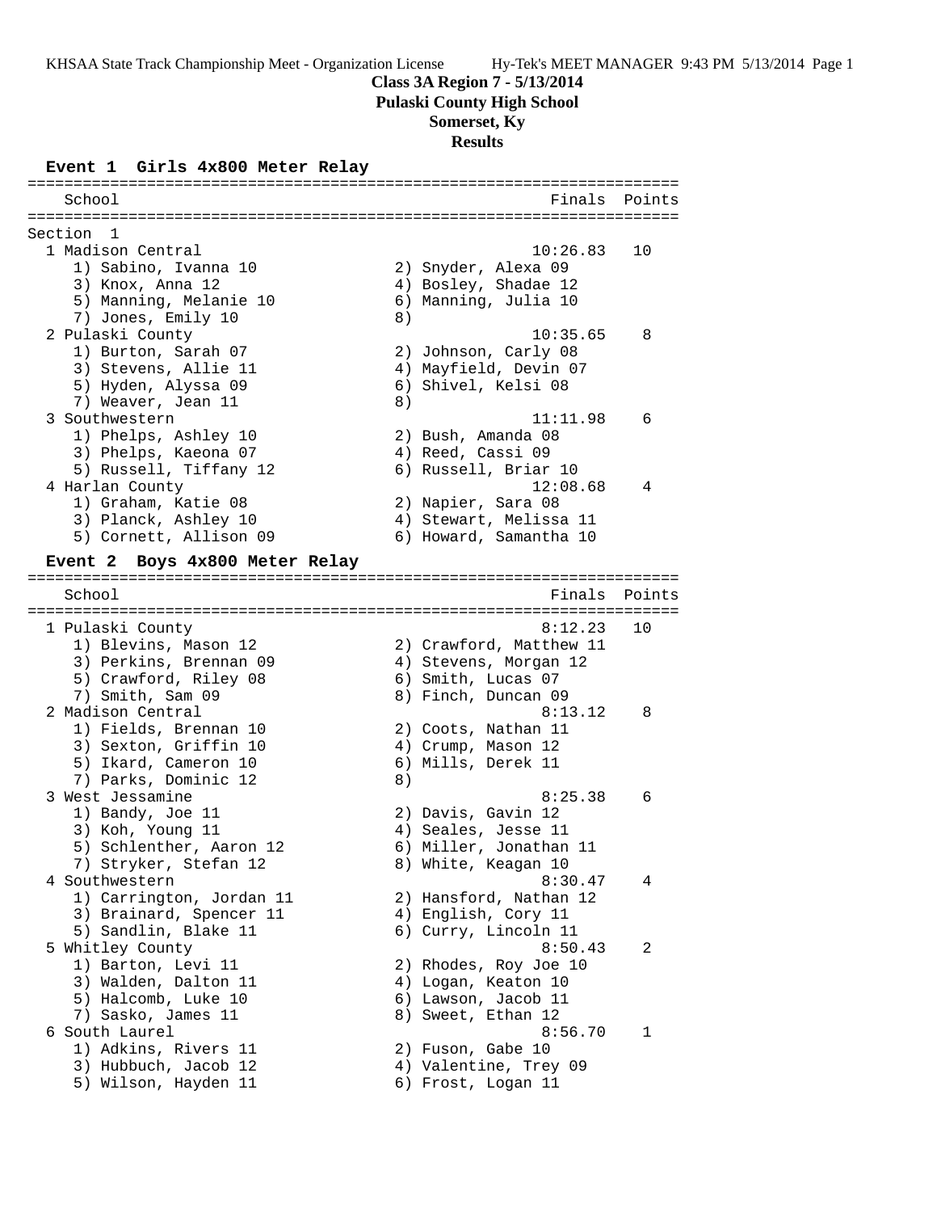# Class 3A Region 7 - 5/13/2014

## Pulaski County High School

## Somerset, Ky

## Results

### Event 1 Girls 4x800 Meter Relay

```
=======================================================================
   School                                               Finals  Points
=======================================================================
Section  1
  1 Madison Central                                   10:26.83   10
     1) Sabino, Ivanna 10               2) Snyder, Alexa 09
     3) Knox, Anna 12                   4) Bosley, Shadae 12
     5) Manning, Melanie 10             6) Manning, Julia 10
     7) Jones, Emily 10                 8)
  2 Pulaski County                                    10:35.65    8
     1) Burton, Sarah 07                2) Johnson, Carly 08
     3) Stevens, Allie 11               4) Mayfield, Devin 07
     5) Hyden, Alyssa 09                6) Shivel, Kelsi 08
     7) Weaver, Jean 11                 8)
  3 Southwestern                                      11:11.98    6
     1) Phelps, Ashley 10               2) Bush, Amanda 08
     3) Phelps, Kaeona 07               4) Reed, Cassi 09
     5) Russell, Tiffany 12             6) Russell, Briar 10
  4 Harlan County                                     12:08.68    4
     1) Graham, Katie 08                2) Napier, Sara 08
     3) Planck, Ashley 10               4) Stewart, Melissa 11
     5) Cornett, Allison 09             6) Howard, Samantha 10
```

### Event 2 Boys 4x800 Meter Relay

```
=======================================================================
   School                                               Finals  Points
=======================================================================
  1 Pulaski County                                     8:12.23   10
     1) Blevins, Mason 12               2) Crawford, Matthew 11
     3) Perkins, Brennan 09             4) Stevens, Morgan 12
     5) Crawford, Riley 08              6) Smith, Lucas 07
     7) Smith, Sam 09                   8) Finch, Duncan 09
  2 Madison Central                                    8:13.12    8
     1) Fields, Brennan 10              2) Coots, Nathan 11
     3) Sexton, Griffin 10              4) Crump, Mason 12
     5) Ikard, Cameron 10               6) Mills, Derek 11
     7) Parks, Dominic 12               8)
  3 West Jessamine                                     8:25.38    6
     1) Bandy, Joe 11                   2) Davis, Gavin 12
     3) Koh, Young 11                   4) Seales, Jesse 11
     5) Schlenther, Aaron 12            6) Miller, Jonathan 11
     7) Stryker, Stefan 12              8) White, Keagan 10
  4 Southwestern                                       8:30.47    4
     1) Carrington, Jordan 11           2) Hansford, Nathan 12
     3) Brainard, Spencer 11            4) English, Cory 11
     5) Sandlin, Blake 11               6) Curry, Lincoln 11
  5 Whitley County                                     8:50.43    2
     1) Barton, Levi 11                 2) Rhodes, Roy Joe 10
     3) Walden, Dalton 11               4) Logan, Keaton 10
     5) Halcomb, Luke 10                6) Lawson, Jacob 11
     7) Sasko, James 11                 8) Sweet, Ethan 12
  6 South Laurel                                       8:56.70    1
     1) Adkins, Rivers 11               2) Fuson, Gabe 10
     3) Hubbuch, Jacob 12               4) Valentine, Trey 09
     5) Wilson, Hayden 11               6) Frost, Logan 11
```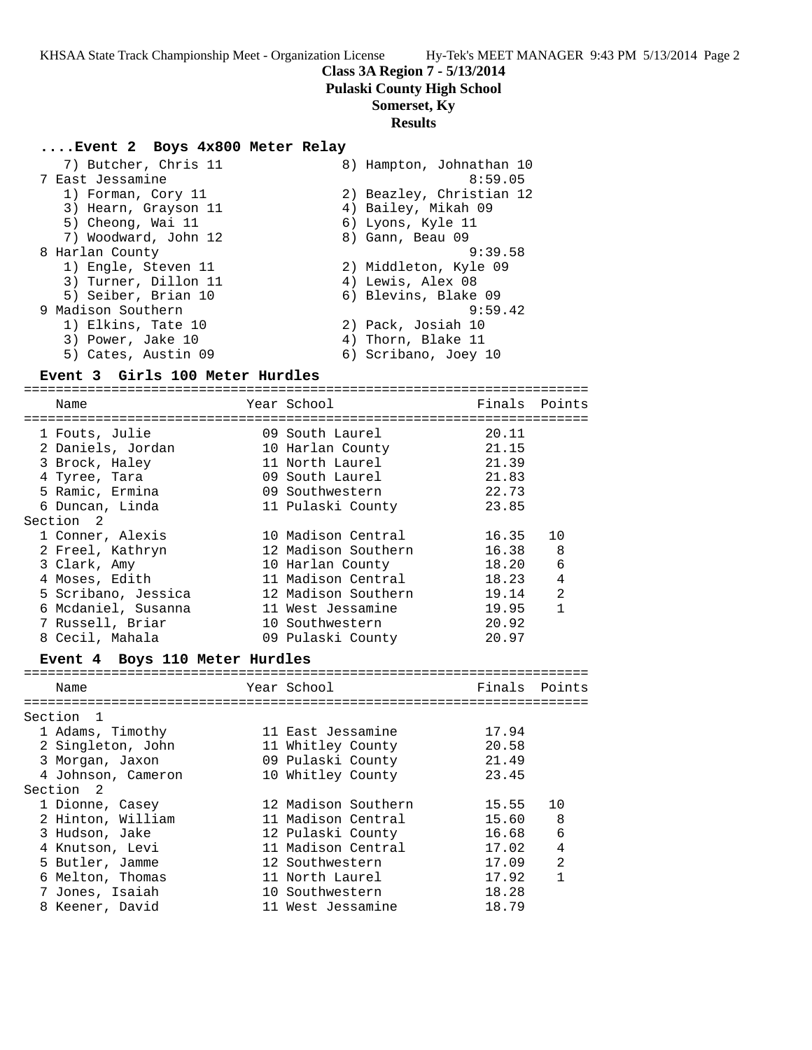**Class 3A Region 7 - 5/13/2014**
**Pulaski County High School**
**Somerset, Ky**
**Results**

### ....Event 2 Boys 4x800 Meter Relay

```
   7) Butcher, Chris 11              8) Hampton, Johnathan 10
 7 East Jessamine                                 8:59.05
   1) Forman, Cory 11                2) Beazley, Christian 12
   3) Hearn, Grayson 11              4) Bailey, Mikah 09
   5) Cheong, Wai 11                 6) Lyons, Kyle 11
   7) Woodward, John 12              8) Gann, Beau 09
 8 Harlan County                                  9:39.58
   1) Engle, Steven 11               2) Middleton, Kyle 09
   3) Turner, Dillon 11              4) Lewis, Alex 08
   5) Seiber, Brian 10               6) Blevins, Blake 09
 9 Madison Southern                               9:59.42
   1) Elkins, Tate 10                2) Pack, Josiah 10
   3) Power, Jake 10                 4) Thorn, Blake 11
   5) Cates, Austin 09               6) Scribano, Joey 10
```

### Event 3 Girls 100 Meter Hurdles

| Name | Year | School | Finals | Points |
|---|---|---|---|---|
| 1 Fouts, Julie | 09 | South Laurel | 20.11 | |
| 2 Daniels, Jordan | 10 | Harlan County | 21.15 | |
| 3 Brock, Haley | 11 | North Laurel | 21.39 | |
| 4 Tyree, Tara | 09 | South Laurel | 21.83 | |
| 5 Ramic, Ermina | 09 | Southwestern | 22.73 | |
| 6 Duncan, Linda | 11 | Pulaski County | 23.85 | |
| **Section 2** | | | | |
| 1 Conner, Alexis | 10 | Madison Central | 16.35 | 10 |
| 2 Freel, Kathryn | 12 | Madison Southern | 16.38 | 8 |
| 3 Clark, Amy | 10 | Harlan County | 18.20 | 6 |
| 4 Moses, Edith | 11 | Madison Central | 18.23 | 4 |
| 5 Scribano, Jessica | 12 | Madison Southern | 19.14 | 2 |
| 6 Mcdaniel, Susanna | 11 | West Jessamine | 19.95 | 1 |
| 7 Russell, Briar | 10 | Southwestern | 20.92 | |
| 8 Cecil, Mahala | 09 | Pulaski County | 20.97 | |

### Event 4 Boys 110 Meter Hurdles

| Name | Year | School | Finals | Points |
|---|---|---|---|---|
| **Section 1** | | | | |
| 1 Adams, Timothy | 11 | East Jessamine | 17.94 | |
| 2 Singleton, John | 11 | Whitley County | 20.58 | |
| 3 Morgan, Jaxon | 09 | Pulaski County | 21.49 | |
| 4 Johnson, Cameron | 10 | Whitley County | 23.45 | |
| **Section 2** | | | | |
| 1 Dionne, Casey | 12 | Madison Southern | 15.55 | 10 |
| 2 Hinton, William | 11 | Madison Central | 15.60 | 8 |
| 3 Hudson, Jake | 12 | Pulaski County | 16.68 | 6 |
| 4 Knutson, Levi | 11 | Madison Central | 17.02 | 4 |
| 5 Butler, Jamme | 12 | Southwestern | 17.09 | 2 |
| 6 Melton, Thomas | 11 | North Laurel | 17.92 | 1 |
| 7 Jones, Isaiah | 10 | Southwestern | 18.28 | |
| 8 Keener, David | 11 | West Jessamine | 18.79 | |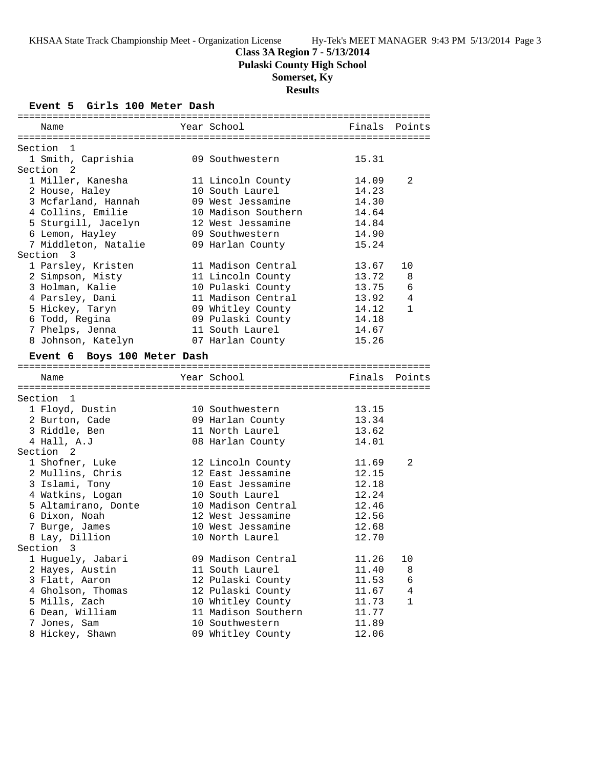**Class 3A Region 7 - 5/13/2014**
**Pulaski County High School**
**Somerset, Ky**
**Results**

### Event 5 Girls 100 Meter Dash

| Name | Year | School | Finals | Points |
|---|---|---|---|---|
| **Section 1** | | | | |
| 1 Smith, Caprishia | 09 | Southwestern | 15.31 | |
| **Section 2** | | | | |
| 1 Miller, Kanesha | 11 | Lincoln County | 14.09 | 2 |
| 2 House, Haley | 10 | South Laurel | 14.23 | |
| 3 Mcfarland, Hannah | 09 | West Jessamine | 14.30 | |
| 4 Collins, Emilie | 10 | Madison Southern | 14.64 | |
| 5 Sturgill, Jacelyn | 12 | West Jessamine | 14.84 | |
| 6 Lemon, Hayley | 09 | Southwestern | 14.90 | |
| 7 Middleton, Natalie | 09 | Harlan County | 15.24 | |
| **Section 3** | | | | |
| 1 Parsley, Kristen | 11 | Madison Central | 13.67 | 10 |
| 2 Simpson, Misty | 11 | Lincoln County | 13.72 | 8 |
| 3 Holman, Kalie | 10 | Pulaski County | 13.75 | 6 |
| 4 Parsley, Dani | 11 | Madison Central | 13.92 | 4 |
| 5 Hickey, Taryn | 09 | Whitley County | 14.12 | 1 |
| 6 Todd, Regina | 09 | Pulaski County | 14.18 | |
| 7 Phelps, Jenna | 11 | South Laurel | 14.67 | |
| 8 Johnson, Katelyn | 07 | Harlan County | 15.26 | |

### Event 6 Boys 100 Meter Dash

| Name | Year | School | Finals | Points |
|---|---|---|---|---|
| **Section 1** | | | | |
| 1 Floyd, Dustin | 10 | Southwestern | 13.15 | |
| 2 Burton, Cade | 09 | Harlan County | 13.34 | |
| 3 Riddle, Ben | 11 | North Laurel | 13.62 | |
| 4 Hall, A.J | 08 | Harlan County | 14.01 | |
| **Section 2** | | | | |
| 1 Shofner, Luke | 12 | Lincoln County | 11.69 | 2 |
| 2 Mullins, Chris | 12 | East Jessamine | 12.15 | |
| 3 Islami, Tony | 10 | East Jessamine | 12.18 | |
| 4 Watkins, Logan | 10 | South Laurel | 12.24 | |
| 5 Altamirano, Donte | 10 | Madison Central | 12.46 | |
| 6 Dixon, Noah | 12 | West Jessamine | 12.56 | |
| 7 Burge, James | 10 | West Jessamine | 12.68 | |
| 8 Lay, Dillion | 10 | North Laurel | 12.70 | |
| **Section 3** | | | | |
| 1 Huguely, Jabari | 09 | Madison Central | 11.26 | 10 |
| 2 Hayes, Austin | 11 | South Laurel | 11.40 | 8 |
| 3 Flatt, Aaron | 12 | Pulaski County | 11.53 | 6 |
| 4 Gholson, Thomas | 12 | Pulaski County | 11.67 | 4 |
| 5 Mills, Zach | 10 | Whitley County | 11.73 | 1 |
| 6 Dean, William | 11 | Madison Southern | 11.77 | |
| 7 Jones, Sam | 10 | Southwestern | 11.89 | |
| 8 Hickey, Shawn | 09 | Whitley County | 12.06 | |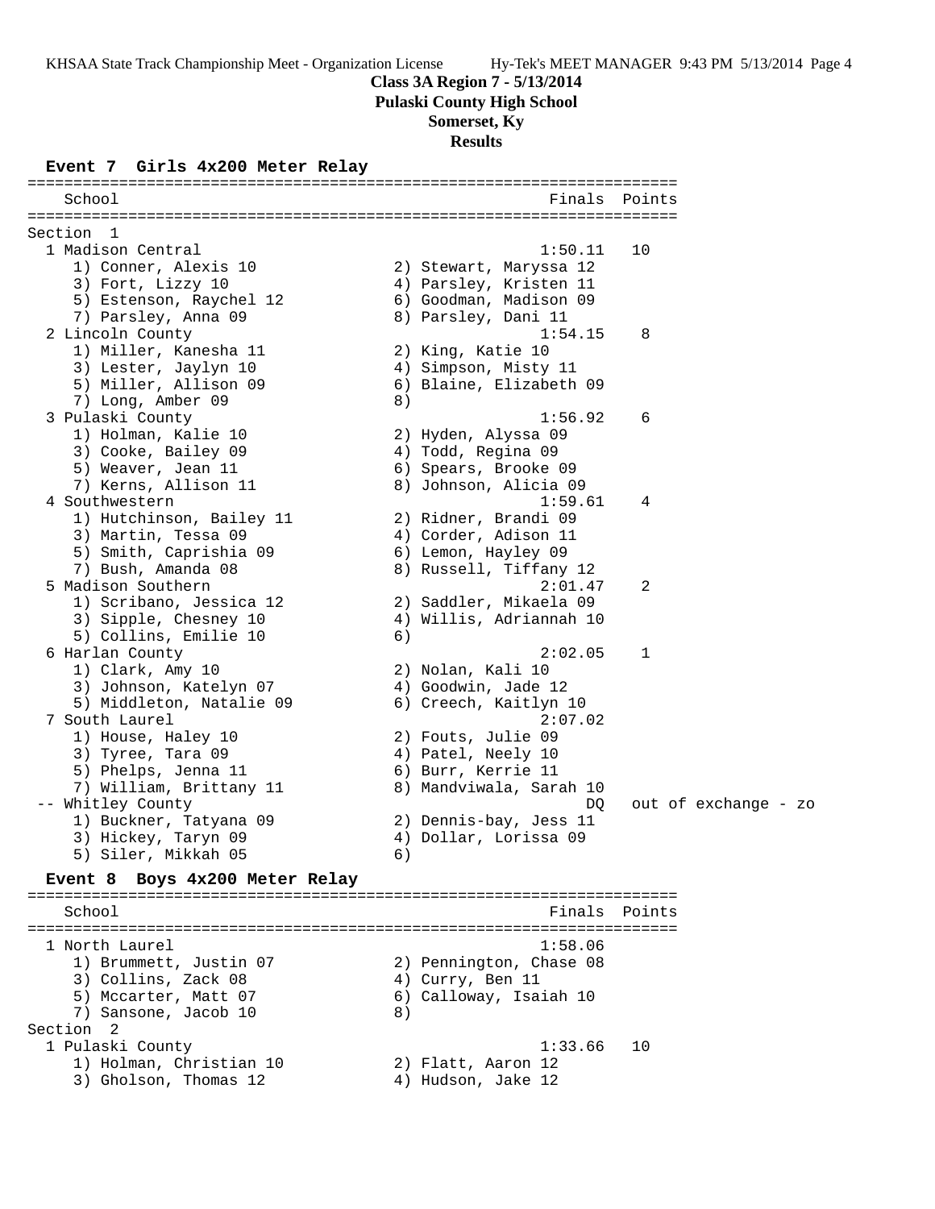**Class 3A Region 7 - 5/13/2014**
**Pulaski County High School**
**Somerset, Ky**
**Results**

### Event 7 Girls 4x200 Meter Relay

```
=======================================================================
   School                                            Finals  Points
=======================================================================
Section  1
  1 Madison Central                                  1:50.11   10
     1) Conner, Alexis 10               2) Stewart, Maryssa 12
     3) Fort, Lizzy 10                  4) Parsley, Kristen 11
     5) Estenson, Raychel 12            6) Goodman, Madison 09
     7) Parsley, Anna 09                8) Parsley, Dani 11
  2 Lincoln County                                   1:54.15    8
     1) Miller, Kanesha 11              2) King, Katie 10
     3) Lester, Jaylyn 10               4) Simpson, Misty 11
     5) Miller, Allison 09              6) Blaine, Elizabeth 09
     7) Long, Amber 09                  8)
  3 Pulaski County                                   1:56.92    6
     1) Holman, Kalie 10                2) Hyden, Alyssa 09
     3) Cooke, Bailey 09                4) Todd, Regina 09
     5) Weaver, Jean 11                 6) Spears, Brooke 09
     7) Kerns, Allison 11               8) Johnson, Alicia 09
  4 Southwestern                                     1:59.61    4
     1) Hutchinson, Bailey 11           2) Ridner, Brandi 09
     3) Martin, Tessa 09                4) Corder, Adison 11
     5) Smith, Caprishia 09             6) Lemon, Hayley 09
     7) Bush, Amanda 08                 8) Russell, Tiffany 12
  5 Madison Southern                                 2:01.47    2
     1) Scribano, Jessica 12            2) Saddler, Mikaela 09
     3) Sipple, Chesney 10              4) Willis, Adriannah 10
     5) Collins, Emilie 10              6)
  6 Harlan County                                    2:02.05    1
     1) Clark, Amy 10                   2) Nolan, Kali 10
     3) Johnson, Katelyn 07             4) Goodwin, Jade 12
     5) Middleton, Natalie 09           6) Creech, Kaitlyn 10
  7 South Laurel                                     2:07.02
     1) House, Haley 10                 2) Fouts, Julie 09
     3) Tyree, Tara 09                  4) Patel, Neely 10
     5) Phelps, Jenna 11                6) Burr, Kerrie 11
     7) William, Brittany 11            8) Mandviwala, Sarah 10
 -- Whitley County                                        DQ   out of exchange - zo
     1) Buckner, Tatyana 09             2) Dennis-bay, Jess 11
     3) Hickey, Taryn 09                4) Dollar, Lorissa 09
     5) Siler, Mikkah 05                6)
```

### Event 8 Boys 4x200 Meter Relay

```
=======================================================================
   School                                            Finals  Points
=======================================================================
  1 North Laurel                                     1:58.06
     1) Brummett, Justin 07             2) Pennington, Chase 08
     3) Collins, Zack 08                4) Curry, Ben 11
     5) Mccarter, Matt 07               6) Calloway, Isaiah 10
     7) Sansone, Jacob 10               8)
Section  2
  1 Pulaski County                                   1:33.66   10
     1) Holman, Christian 10            2) Flatt, Aaron 12
     3) Gholson, Thomas 12              4) Hudson, Jake 12
```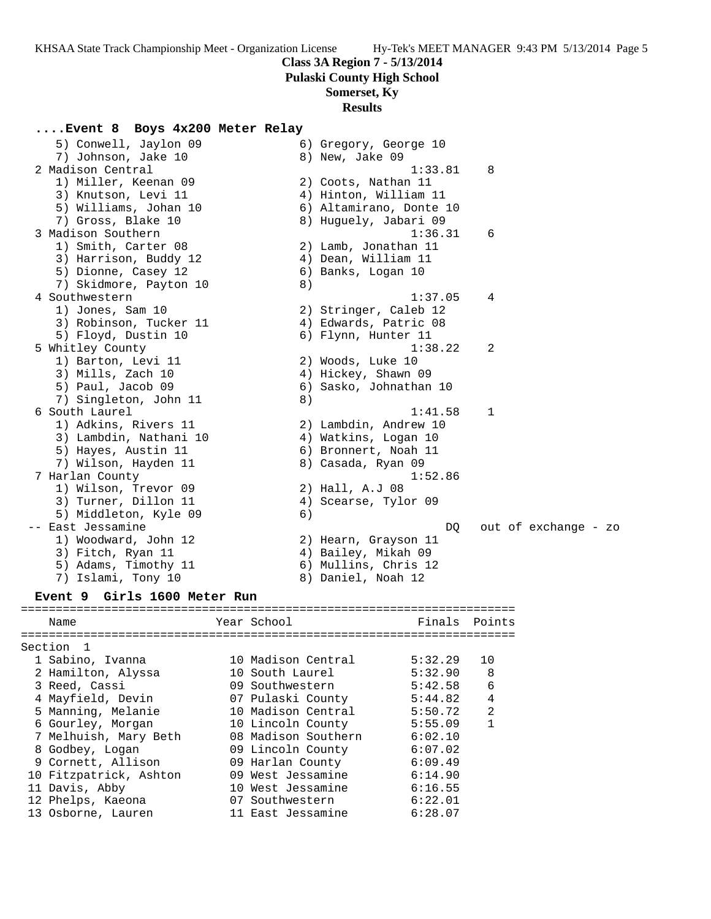# Class 3A Region 7 - 5/13/2014

## Pulaski County High School

### Somerset, Ky

### Results

#### ....Event 8 Boys 4x200 Meter Relay

```
    5) Conwell, Jaylon 09              6) Gregory, George 10
    7) Johnson, Jake 10                8) New, Jake 09
  2 Madison Central                              1:33.81    8
    1) Miller, Keenan 09               2) Coots, Nathan 11
    3) Knutson, Levi 11                4) Hinton, William 11
    5) Williams, Johan 10              6) Altamirano, Donte 10
    7) Gross, Blake 10                 8) Huguely, Jabari 09
  3 Madison Southern                             1:36.31    6
    1) Smith, Carter 08                2) Lamb, Jonathan 11
    3) Harrison, Buddy 12              4) Dean, William 11
    5) Dionne, Casey 12                6) Banks, Logan 10
    7) Skidmore, Payton 10             8)
  4 Southwestern                                 1:37.05    4
    1) Jones, Sam 10                   2) Stringer, Caleb 12
    3) Robinson, Tucker 11             4) Edwards, Patric 08
    5) Floyd, Dustin 10                6) Flynn, Hunter 11
  5 Whitley County                               1:38.22    2
    1) Barton, Levi 11                 2) Woods, Luke 10
    3) Mills, Zach 10                  4) Hickey, Shawn 09
    5) Paul, Jacob 09                  6) Sasko, Johnathan 10
    7) Singleton, John 11              8)
  6 South Laurel                                 1:41.58    1
    1) Adkins, Rivers 11               2) Lambdin, Andrew 10
    3) Lambdin, Nathani 10             4) Watkins, Logan 10
    5) Hayes, Austin 11                6) Bronnert, Noah 11
    7) Wilson, Hayden 11               8) Casada, Ryan 09
  7 Harlan County                                1:52.86
    1) Wilson, Trevor 09               2) Hall, A.J 08
    3) Turner, Dillon 11               4) Scearse, Tylor 09
    5) Middleton, Kyle 09              6)
 -- East Jessamine                                    DQ   out of exchange - zo
    1) Woodward, John 12               2) Hearn, Grayson 11
    3) Fitch, Ryan 11                  4) Bailey, Mikah 09
    5) Adams, Timothy 11               6) Mullins, Chris 12
    7) Islami, Tony 10                 8) Daniel, Noah 12
```

#### Event 9 Girls 1600 Meter Run

Section 1

| Place | Name | Year | School | Finals | Points |
|---|---|---|---|---|---|
| 1 | Sabino, Ivanna | 10 | Madison Central | 5:32.29 | 10 |
| 2 | Hamilton, Alyssa | 10 | South Laurel | 5:32.90 | 8 |
| 3 | Reed, Cassi | 09 | Southwestern | 5:42.58 | 6 |
| 4 | Mayfield, Devin | 07 | Pulaski County | 5:44.82 | 4 |
| 5 | Manning, Melanie | 10 | Madison Central | 5:50.72 | 2 |
| 6 | Gourley, Morgan | 10 | Lincoln County | 5:55.09 | 1 |
| 7 | Melhuish, Mary Beth | 08 | Madison Southern | 6:02.10 | |
| 8 | Godbey, Logan | 09 | Lincoln County | 6:07.02 | |
| 9 | Cornett, Allison | 09 | Harlan County | 6:09.49 | |
| 10 | Fitzpatrick, Ashton | 09 | West Jessamine | 6:14.90 | |
| 11 | Davis, Abby | 10 | West Jessamine | 6:16.55 | |
| 12 | Phelps, Kaeona | 07 | Southwestern | 6:22.01 | |
| 13 | Osborne, Lauren | 11 | East Jessamine | 6:28.07 | |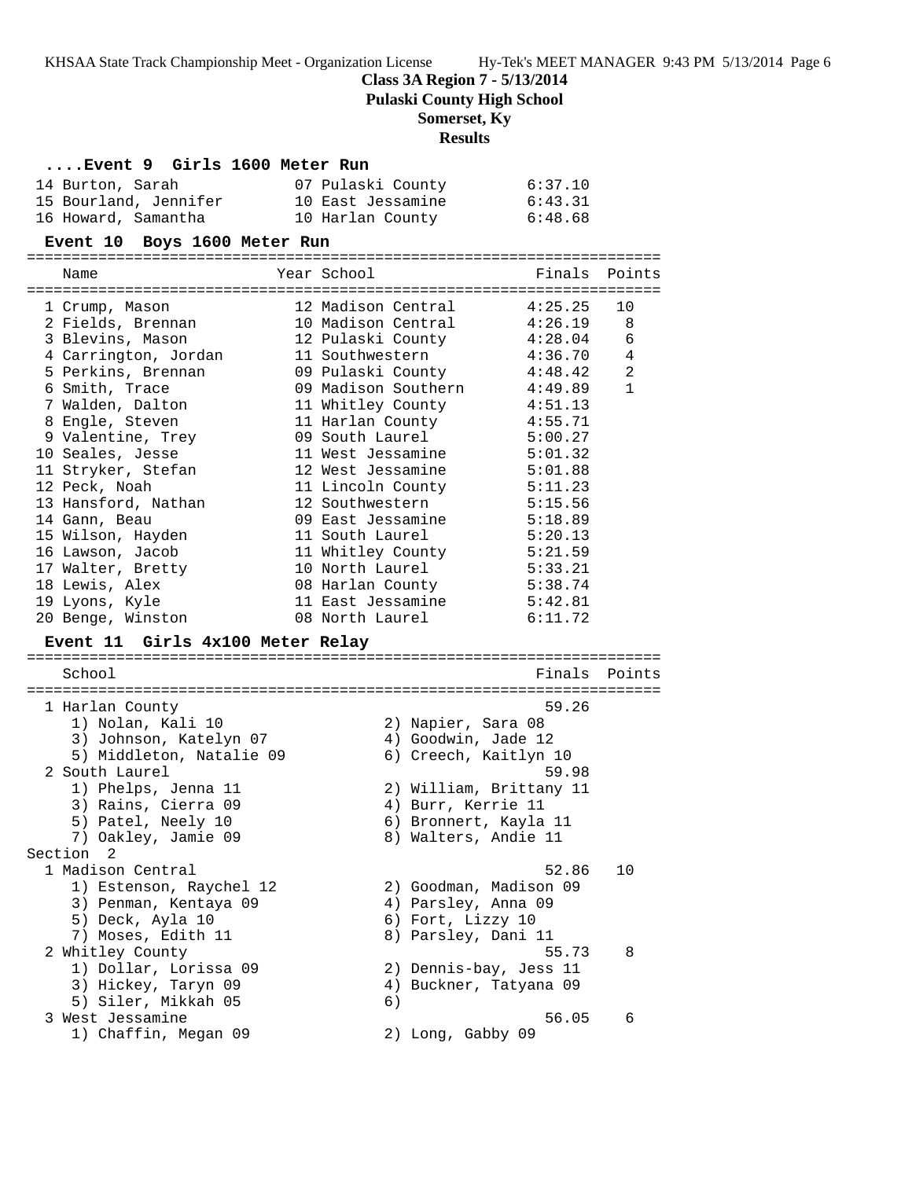**Class 3A Region 7 - 5/13/2014**
**Pulaski County High School**
**Somerset, Ky**
**Results**

### ....Event 9 Girls 1600 Meter Run

| Name | Year School | Finals | Points |
|---|---|---|---|
| 14 Burton, Sarah | 07 Pulaski County | 6:37.10 | |
| 15 Bourland, Jennifer | 10 East Jessamine | 6:43.31 | |
| 16 Howard, Samantha | 10 Harlan County | 6:48.68 | |

### Event 10 Boys 1600 Meter Run

| Name | Year School | Finals | Points |
|---|---|---|---|
| 1 Crump, Mason | 12 Madison Central | 4:25.25 | 10 |
| 2 Fields, Brennan | 10 Madison Central | 4:26.19 | 8 |
| 3 Blevins, Mason | 12 Pulaski County | 4:28.04 | 6 |
| 4 Carrington, Jordan | 11 Southwestern | 4:36.70 | 4 |
| 5 Perkins, Brennan | 09 Pulaski County | 4:48.42 | 2 |
| 6 Smith, Trace | 09 Madison Southern | 4:49.89 | 1 |
| 7 Walden, Dalton | 11 Whitley County | 4:51.13 | |
| 8 Engle, Steven | 11 Harlan County | 4:55.71 | |
| 9 Valentine, Trey | 09 South Laurel | 5:00.27 | |
| 10 Seales, Jesse | 11 West Jessamine | 5:01.32 | |
| 11 Stryker, Stefan | 12 West Jessamine | 5:01.88 | |
| 12 Peck, Noah | 11 Lincoln County | 5:11.23 | |
| 13 Hansford, Nathan | 12 Southwestern | 5:15.56 | |
| 14 Gann, Beau | 09 East Jessamine | 5:18.89 | |
| 15 Wilson, Hayden | 11 South Laurel | 5:20.13 | |
| 16 Lawson, Jacob | 11 Whitley County | 5:21.59 | |
| 17 Walter, Bretty | 10 North Laurel | 5:33.21 | |
| 18 Lewis, Alex | 08 Harlan County | 5:38.74 | |
| 19 Lyons, Kyle | 11 East Jessamine | 5:42.81 | |
| 20 Benge, Winston | 08 North Laurel | 6:11.72 | |

### Event 11 Girls 4x100 Meter Relay

```
    School                                               Finals  Points
=======================================================================
  1 Harlan County                                         59.26
     1) Nolan, Kali 10                  2) Napier, Sara 08
     3) Johnson, Katelyn 07             4) Goodwin, Jade 12
     5) Middleton, Natalie 09           6) Creech, Kaitlyn 10
  2 South Laurel                                          59.98
     1) Phelps, Jenna 11                2) William, Brittany 11
     3) Rains, Cierra 09                4) Burr, Kerrie 11
     5) Patel, Neely 10                 6) Bronnert, Kayla 11
     7) Oakley, Jamie 09                8) Walters, Andie 11
Section  2
  1 Madison Central                                       52.86   10
     1) Estenson, Raychel 12            2) Goodman, Madison 09
     3) Penman, Kentaya 09              4) Parsley, Anna 09
     5) Deck, Ayla 10                   6) Fort, Lizzy 10
     7) Moses, Edith 11                 8) Parsley, Dani 11
  2 Whitley County                                        55.73    8
     1) Dollar, Lorissa 09              2) Dennis-bay, Jess 11
     3) Hickey, Taryn 09                4) Buckner, Tatyana 09
     5) Siler, Mikkah 05                6)
  3 West Jessamine                                        56.05    6
     1) Chaffin, Megan 09               2) Long, Gabby 09
```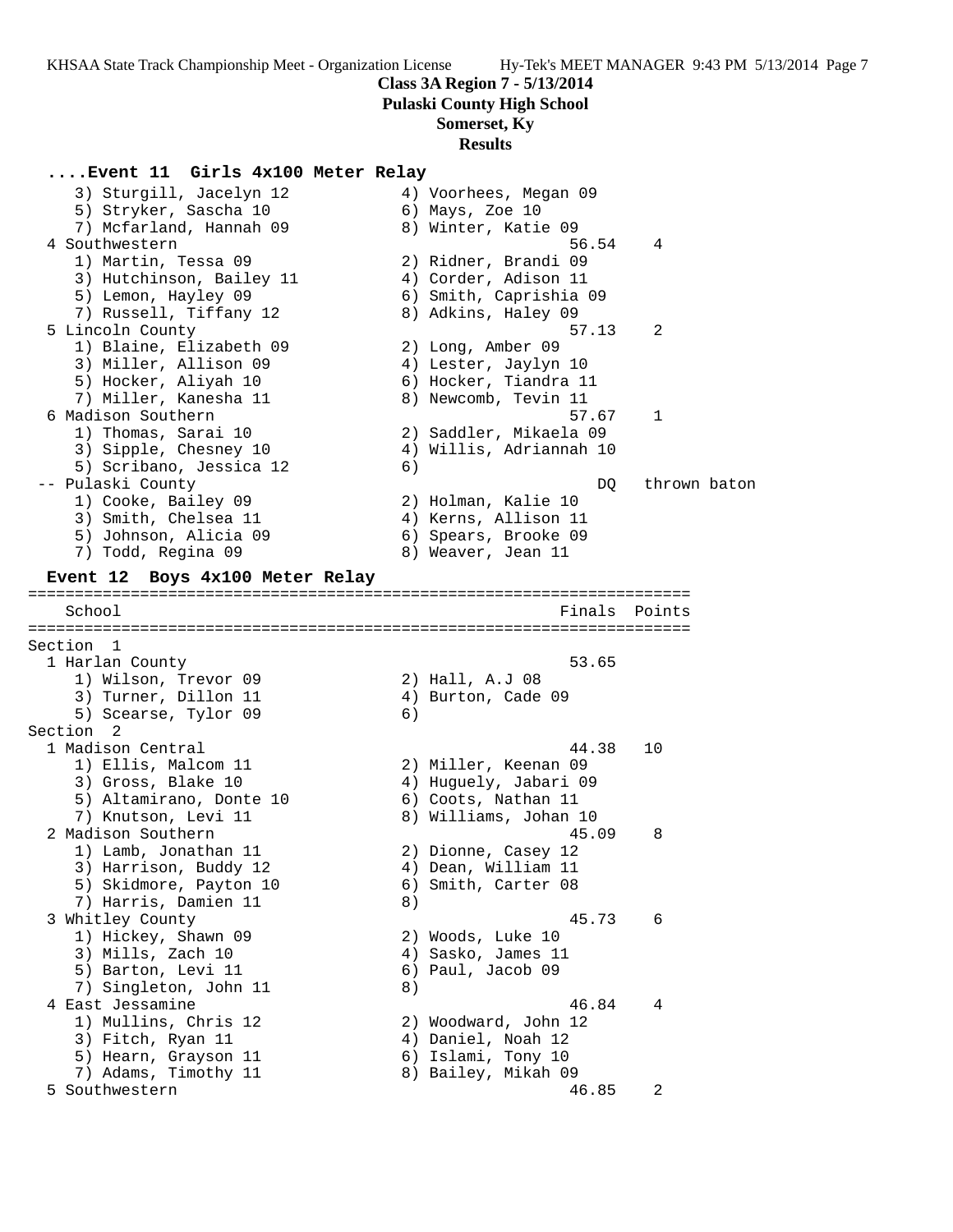**Class 3A Region 7 - 5/13/2014**
**Pulaski County High School**
**Somerset, Ky**
**Results**

### ....Event 11  Girls 4x100 Meter Relay

```
    3) Sturgill, Jacelyn 12            4) Voorhees, Megan 09
    5) Stryker, Sascha 10              6) Mays, Zoe 10
    7) Mcfarland, Hannah 09            8) Winter, Katie 09
  4 Southwestern                                    56.54    4
    1) Martin, Tessa 09                2) Ridner, Brandi 09
    3) Hutchinson, Bailey 11           4) Corder, Adison 11
    5) Lemon, Hayley 09                6) Smith, Caprishia 09
    7) Russell, Tiffany 12             8) Adkins, Haley 09
  5 Lincoln County                                  57.13    2
    1) Blaine, Elizabeth 09            2) Long, Amber 09
    3) Miller, Allison 09              4) Lester, Jaylyn 10
    5) Hocker, Aliyah 10               6) Hocker, Tiandra 11
    7) Miller, Kanesha 11              8) Newcomb, Tevin 11
  6 Madison Southern                                57.67    1
    1) Thomas, Sarai 10                2) Saddler, Mikaela 09
    3) Sipple, Chesney 10              4) Willis, Adriannah 10
    5) Scribano, Jessica 12            6)
 -- Pulaski County                                     DQ   thrown baton
    1) Cooke, Bailey 09                2) Holman, Kalie 10
    3) Smith, Chelsea 11               4) Kerns, Allison 11
    5) Johnson, Alicia 09              6) Spears, Brooke 09
    7) Todd, Regina 09                 8) Weaver, Jean 11
```

### Event 12  Boys 4x100 Meter Relay

```
=======================================================================
   School                                            Finals  Points
=======================================================================
Section  1
  1 Harlan County                                   53.65
    1) Wilson, Trevor 09               2) Hall, A.J 08
    3) Turner, Dillon 11               4) Burton, Cade 09
    5) Scearse, Tylor 09               6)
Section  2
  1 Madison Central                                 44.38   10
    1) Ellis, Malcom 11                2) Miller, Keenan 09
    3) Gross, Blake 10                 4) Huguely, Jabari 09
    5) Altamirano, Donte 10            6) Coots, Nathan 11
    7) Knutson, Levi 11                8) Williams, Johan 10
  2 Madison Southern                                45.09    8
    1) Lamb, Jonathan 11               2) Dionne, Casey 12
    3) Harrison, Buddy 12              4) Dean, William 11
    5) Skidmore, Payton 10             6) Smith, Carter 08
    7) Harris, Damien 11               8)
  3 Whitley County                                  45.73    6
    1) Hickey, Shawn 09                2) Woods, Luke 10
    3) Mills, Zach 10                  4) Sasko, James 11
    5) Barton, Levi 11                 6) Paul, Jacob 09
    7) Singleton, John 11              8)
  4 East Jessamine                                  46.84    4
    1) Mullins, Chris 12               2) Woodward, John 12
    3) Fitch, Ryan 11                  4) Daniel, Noah 12
    5) Hearn, Grayson 11               6) Islami, Tony 10
    7) Adams, Timothy 11               8) Bailey, Mikah 09
  5 Southwestern                                    46.85    2
```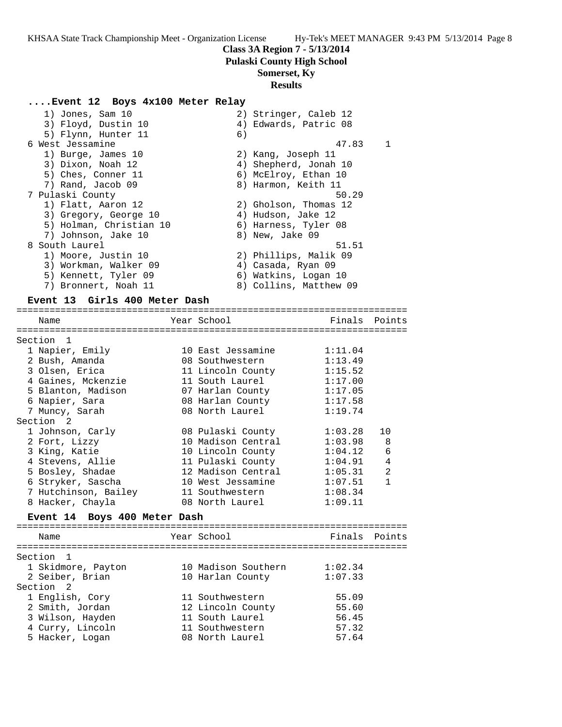**Class 3A Region 7 - 5/13/2014**
**Pulaski County High School**
**Somerset, Ky**
**Results**

### ....Event 12 Boys 4x100 Meter Relay

```
    1) Jones, Sam 10                  2) Stringer, Caleb 12
    3) Floyd, Dustin 10               4) Edwards, Patric 08
    5) Flynn, Hunter 11               6)
  6 West Jessamine                                 47.83    1
    1) Burge, James 10                2) Kang, Joseph 11
    3) Dixon, Noah 12                 4) Shepherd, Jonah 10
    5) Ches, Conner 11                6) McElroy, Ethan 10
    7) Rand, Jacob 09                 8) Harmon, Keith 11
  7 Pulaski County                                 50.29
    1) Flatt, Aaron 12                2) Gholson, Thomas 12
    3) Gregory, George 10             4) Hudson, Jake 12
    5) Holman, Christian 10           6) Harness, Tyler 08
    7) Johnson, Jake 10               8) New, Jake 09
  8 South Laurel                                   51.51
    1) Moore, Justin 10               2) Phillips, Malik 09
    3) Workman, Walker 09             4) Casada, Ryan 09
    5) Kennett, Tyler 09              6) Watkins, Logan 10
    7) Bronnert, Noah 11              8) Collins, Matthew 09
```

### Event 13 Girls 400 Meter Dash

| | Name | Year | School | Finals | Points |
|---|---|---|---|---|---|
| **Section 1** | | | | | |
| 1 | Napier, Emily | 10 | East Jessamine | 1:11.04 | |
| 2 | Bush, Amanda | 08 | Southwestern | 1:13.49 | |
| 3 | Olsen, Erica | 11 | Lincoln County | 1:15.52 | |
| 4 | Gaines, Mckenzie | 11 | South Laurel | 1:17.00 | |
| 5 | Blanton, Madison | 07 | Harlan County | 1:17.05 | |
| 6 | Napier, Sara | 08 | Harlan County | 1:17.58 | |
| 7 | Muncy, Sarah | 08 | North Laurel | 1:19.74 | |
| **Section 2** | | | | | |
| 1 | Johnson, Carly | 08 | Pulaski County | 1:03.28 | 10 |
| 2 | Fort, Lizzy | 10 | Madison Central | 1:03.98 | 8 |
| 3 | King, Katie | 10 | Lincoln County | 1:04.12 | 6 |
| 4 | Stevens, Allie | 11 | Pulaski County | 1:04.91 | 4 |
| 5 | Bosley, Shadae | 12 | Madison Central | 1:05.31 | 2 |
| 6 | Stryker, Sascha | 10 | West Jessamine | 1:07.51 | 1 |
| 7 | Hutchinson, Bailey | 11 | Southwestern | 1:08.34 | |
| 8 | Hacker, Chayla | 08 | North Laurel | 1:09.11 | |

### Event 14 Boys 400 Meter Dash

| | Name | Year | School | Finals | Points |
|---|---|---|---|---|---|
| **Section 1** | | | | | |
| 1 | Skidmore, Payton | 10 | Madison Southern | 1:02.34 | |
| 2 | Seiber, Brian | 10 | Harlan County | 1:07.33 | |
| **Section 2** | | | | | |
| 1 | English, Cory | 11 | Southwestern | 55.09 | |
| 2 | Smith, Jordan | 12 | Lincoln County | 55.60 | |
| 3 | Wilson, Hayden | 11 | South Laurel | 56.45 | |
| 4 | Curry, Lincoln | 11 | Southwestern | 57.32 | |
| 5 | Hacker, Logan | 08 | North Laurel | 57.64 | |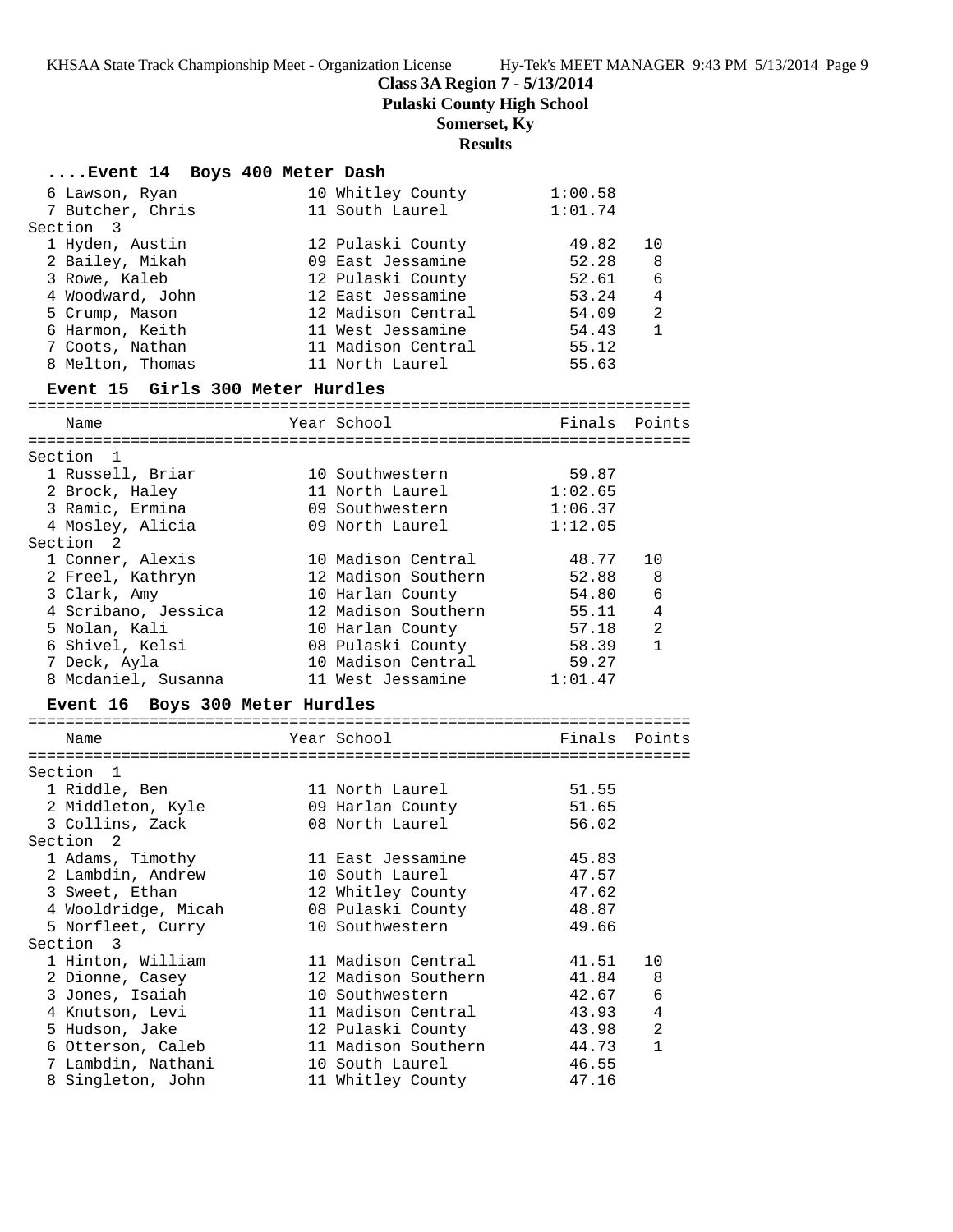**Class 3A Region 7 - 5/13/2014**
**Pulaski County High School**
**Somerset, Ky**
**Results**

### ....Event 14 Boys 400 Meter Dash

| Name | Year School | Finals | Points |
|---|---|---|---|
| 6 Lawson, Ryan | 10 Whitley County | 1:00.58 | |
| 7 Butcher, Chris | 11 South Laurel | 1:01.74 | |
| **Section 3** | | | |
| 1 Hyden, Austin | 12 Pulaski County | 49.82 | 10 |
| 2 Bailey, Mikah | 09 East Jessamine | 52.28 | 8 |
| 3 Rowe, Kaleb | 12 Pulaski County | 52.61 | 6 |
| 4 Woodward, John | 12 East Jessamine | 53.24 | 4 |
| 5 Crump, Mason | 12 Madison Central | 54.09 | 2 |
| 6 Harmon, Keith | 11 West Jessamine | 54.43 | 1 |
| 7 Coots, Nathan | 11 Madison Central | 55.12 | |
| 8 Melton, Thomas | 11 North Laurel | 55.63 | |

### Event 15 Girls 300 Meter Hurdles

| Name | Year School | Finals | Points |
|---|---|---|---|
| **Section 1** | | | |
| 1 Russell, Briar | 10 Southwestern | 59.87 | |
| 2 Brock, Haley | 11 North Laurel | 1:02.65 | |
| 3 Ramic, Ermina | 09 Southwestern | 1:06.37 | |
| 4 Mosley, Alicia | 09 North Laurel | 1:12.05 | |
| **Section 2** | | | |
| 1 Conner, Alexis | 10 Madison Central | 48.77 | 10 |
| 2 Freel, Kathryn | 12 Madison Southern | 52.88 | 8 |
| 3 Clark, Amy | 10 Harlan County | 54.80 | 6 |
| 4 Scribano, Jessica | 12 Madison Southern | 55.11 | 4 |
| 5 Nolan, Kali | 10 Harlan County | 57.18 | 2 |
| 6 Shivel, Kelsi | 08 Pulaski County | 58.39 | 1 |
| 7 Deck, Ayla | 10 Madison Central | 59.27 | |
| 8 Mcdaniel, Susanna | 11 West Jessamine | 1:01.47 | |

### Event 16 Boys 300 Meter Hurdles

| Name | Year School | Finals | Points |
|---|---|---|---|
| **Section 1** | | | |
| 1 Riddle, Ben | 11 North Laurel | 51.55 | |
| 2 Middleton, Kyle | 09 Harlan County | 51.65 | |
| 3 Collins, Zack | 08 North Laurel | 56.02 | |
| **Section 2** | | | |
| 1 Adams, Timothy | 11 East Jessamine | 45.83 | |
| 2 Lambdin, Andrew | 10 South Laurel | 47.57 | |
| 3 Sweet, Ethan | 12 Whitley County | 47.62 | |
| 4 Wooldridge, Micah | 08 Pulaski County | 48.87 | |
| 5 Norfleet, Curry | 10 Southwestern | 49.66 | |
| **Section 3** | | | |
| 1 Hinton, William | 11 Madison Central | 41.51 | 10 |
| 2 Dionne, Casey | 12 Madison Southern | 41.84 | 8 |
| 3 Jones, Isaiah | 10 Southwestern | 42.67 | 6 |
| 4 Knutson, Levi | 11 Madison Central | 43.93 | 4 |
| 5 Hudson, Jake | 12 Pulaski County | 43.98 | 2 |
| 6 Otterson, Caleb | 11 Madison Southern | 44.73 | 1 |
| 7 Lambdin, Nathani | 10 South Laurel | 46.55 | |
| 8 Singleton, John | 11 Whitley County | 47.16 | |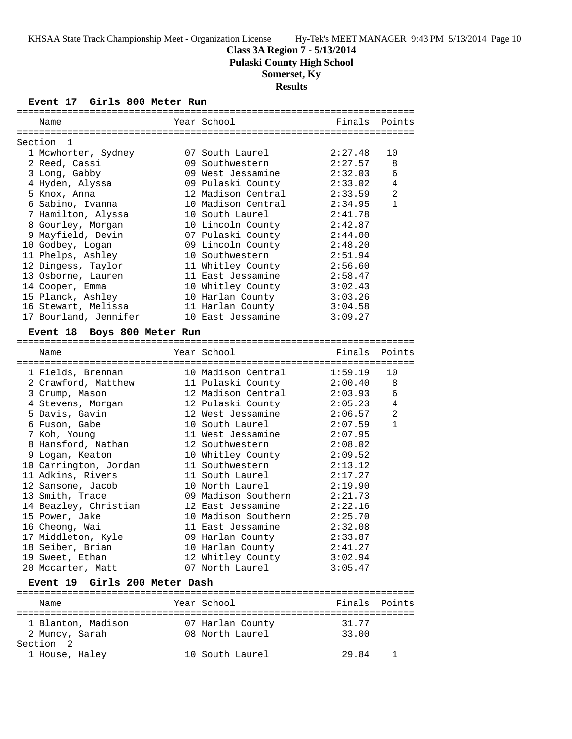**Class 3A Region 7 - 5/13/2014**

**Pulaski County High School**

**Somerset, Ky**

**Results**

### Event 17 Girls 800 Meter Run

| | Name | Year | School | Finals | Points |
|---|---|---|---|---|---|
| Section 1 | | | | | |
| 1 | Mcwhorter, Sydney | 07 | South Laurel | 2:27.48 | 10 |
| 2 | Reed, Cassi | 09 | Southwestern | 2:27.57 | 8 |
| 3 | Long, Gabby | 09 | West Jessamine | 2:32.03 | 6 |
| 4 | Hyden, Alyssa | 09 | Pulaski County | 2:33.02 | 4 |
| 5 | Knox, Anna | 12 | Madison Central | 2:33.59 | 2 |
| 6 | Sabino, Ivanna | 10 | Madison Central | 2:34.95 | 1 |
| 7 | Hamilton, Alyssa | 10 | South Laurel | 2:41.78 | |
| 8 | Gourley, Morgan | 10 | Lincoln County | 2:42.87 | |
| 9 | Mayfield, Devin | 07 | Pulaski County | 2:44.00 | |
| 10 | Godbey, Logan | 09 | Lincoln County | 2:48.20 | |
| 11 | Phelps, Ashley | 10 | Southwestern | 2:51.94 | |
| 12 | Dingess, Taylor | 11 | Whitley County | 2:56.60 | |
| 13 | Osborne, Lauren | 11 | East Jessamine | 2:58.47 | |
| 14 | Cooper, Emma | 10 | Whitley County | 3:02.43 | |
| 15 | Planck, Ashley | 10 | Harlan County | 3:03.26 | |
| 16 | Stewart, Melissa | 11 | Harlan County | 3:04.58 | |
| 17 | Bourland, Jennifer | 10 | East Jessamine | 3:09.27 | |

### Event 18 Boys 800 Meter Run

| | Name | Year | School | Finals | Points |
|---|---|---|---|---|---|
| 1 | Fields, Brennan | 10 | Madison Central | 1:59.19 | 10 |
| 2 | Crawford, Matthew | 11 | Pulaski County | 2:00.40 | 8 |
| 3 | Crump, Mason | 12 | Madison Central | 2:03.93 | 6 |
| 4 | Stevens, Morgan | 12 | Pulaski County | 2:05.23 | 4 |
| 5 | Davis, Gavin | 12 | West Jessamine | 2:06.57 | 2 |
| 6 | Fuson, Gabe | 10 | South Laurel | 2:07.59 | 1 |
| 7 | Koh, Young | 11 | West Jessamine | 2:07.95 | |
| 8 | Hansford, Nathan | 12 | Southwestern | 2:08.02 | |
| 9 | Logan, Keaton | 10 | Whitley County | 2:09.52 | |
| 10 | Carrington, Jordan | 11 | Southwestern | 2:13.12 | |
| 11 | Adkins, Rivers | 11 | South Laurel | 2:17.27 | |
| 12 | Sansone, Jacob | 10 | North Laurel | 2:19.90 | |
| 13 | Smith, Trace | 09 | Madison Southern | 2:21.73 | |
| 14 | Beazley, Christian | 12 | East Jessamine | 2:22.16 | |
| 15 | Power, Jake | 10 | Madison Southern | 2:25.70 | |
| 16 | Cheong, Wai | 11 | East Jessamine | 2:32.08 | |
| 17 | Middleton, Kyle | 09 | Harlan County | 2:33.87 | |
| 18 | Seiber, Brian | 10 | Harlan County | 2:41.27 | |
| 19 | Sweet, Ethan | 12 | Whitley County | 3:02.94 | |
| 20 | Mccarter, Matt | 07 | North Laurel | 3:05.47 | |

### Event 19 Girls 200 Meter Dash

| | Name | Year | School | Finals | Points |
|---|---|---|---|---|---|
| 1 | Blanton, Madison | 07 | Harlan County | 31.77 | |
| 2 | Muncy, Sarah | 08 | North Laurel | 33.00 | |
| Section 2 | | | | | |
| 1 | House, Haley | 10 | South Laurel | 29.84 | 1 |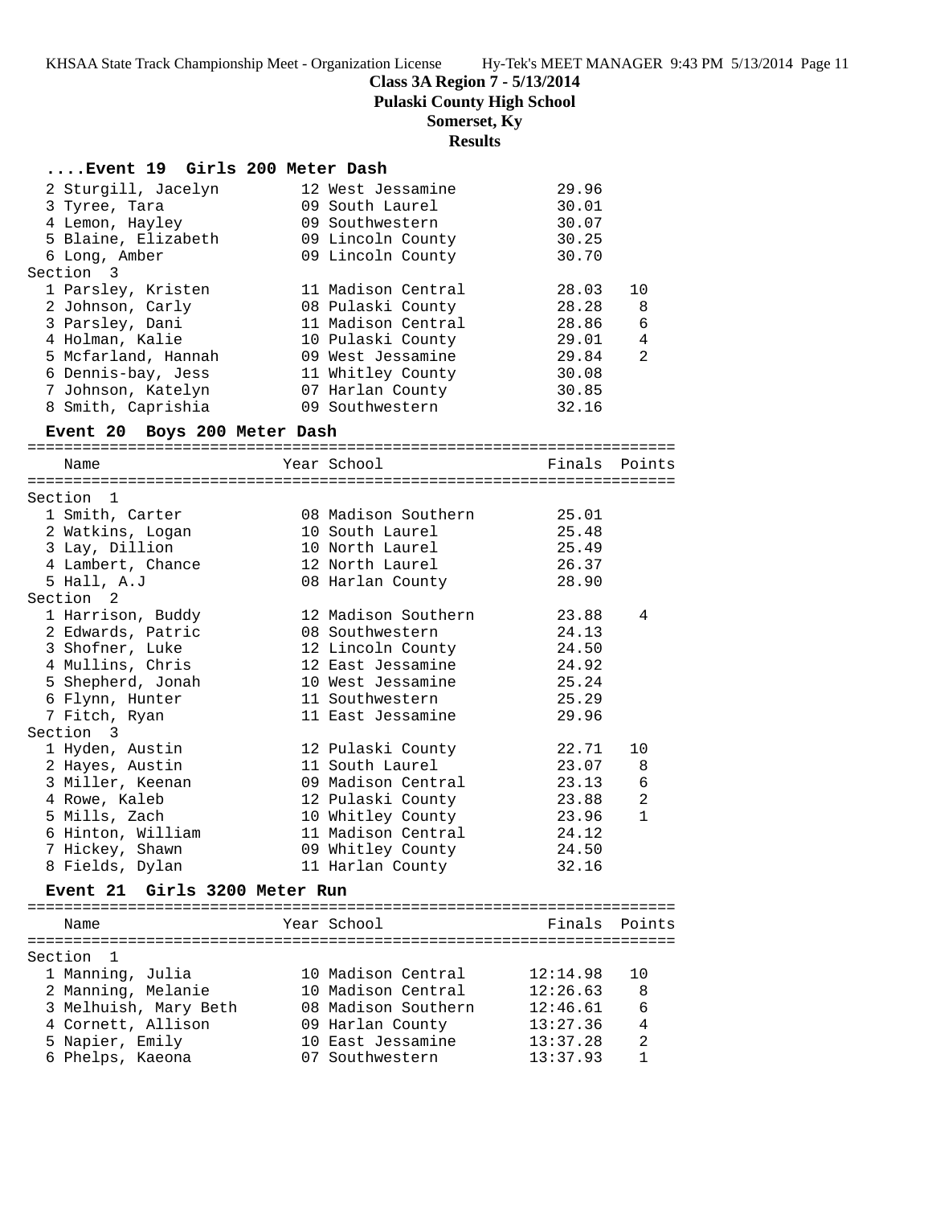**Class 3A Region 7 - 5/13/2014**
**Pulaski County High School**
**Somerset, Ky**
**Results**

### ....Event 19 Girls 200 Meter Dash

| | Name | Year | School | Finals | Points |
|---|---|---|---|---|---|
| 2 | Sturgill, Jacelyn | 12 | West Jessamine | 29.96 | |
| 3 | Tyree, Tara | 09 | South Laurel | 30.01 | |
| 4 | Lemon, Hayley | 09 | Southwestern | 30.07 | |
| 5 | Blaine, Elizabeth | 09 | Lincoln County | 30.25 | |
| 6 | Long, Amber | 09 | Lincoln County | 30.70 | |
| **Section 3** | | | | | |
| 1 | Parsley, Kristen | 11 | Madison Central | 28.03 | 10 |
| 2 | Johnson, Carly | 08 | Pulaski County | 28.28 | 8 |
| 3 | Parsley, Dani | 11 | Madison Central | 28.86 | 6 |
| 4 | Holman, Kalie | 10 | Pulaski County | 29.01 | 4 |
| 5 | Mcfarland, Hannah | 09 | West Jessamine | 29.84 | 2 |
| 6 | Dennis-bay, Jess | 11 | Whitley County | 30.08 | |
| 7 | Johnson, Katelyn | 07 | Harlan County | 30.85 | |
| 8 | Smith, Caprishia | 09 | Southwestern | 32.16 | |

### Event 20 Boys 200 Meter Dash

| | Name | Year | School | Finals | Points |
|---|---|---|---|---|---|
| **Section 1** | | | | | |
| 1 | Smith, Carter | 08 | Madison Southern | 25.01 | |
| 2 | Watkins, Logan | 10 | South Laurel | 25.48 | |
| 3 | Lay, Dillion | 10 | North Laurel | 25.49 | |
| 4 | Lambert, Chance | 12 | North Laurel | 26.37 | |
| 5 | Hall, A.J | 08 | Harlan County | 28.90 | |
| **Section 2** | | | | | |
| 1 | Harrison, Buddy | 12 | Madison Southern | 23.88 | 4 |
| 2 | Edwards, Patric | 08 | Southwestern | 24.13 | |
| 3 | Shofner, Luke | 12 | Lincoln County | 24.50 | |
| 4 | Mullins, Chris | 12 | East Jessamine | 24.92 | |
| 5 | Shepherd, Jonah | 10 | West Jessamine | 25.24 | |
| 6 | Flynn, Hunter | 11 | Southwestern | 25.29 | |
| 7 | Fitch, Ryan | 11 | East Jessamine | 29.96 | |
| **Section 3** | | | | | |
| 1 | Hyden, Austin | 12 | Pulaski County | 22.71 | 10 |
| 2 | Hayes, Austin | 11 | South Laurel | 23.07 | 8 |
| 3 | Miller, Keenan | 09 | Madison Central | 23.13 | 6 |
| 4 | Rowe, Kaleb | 12 | Pulaski County | 23.88 | 2 |
| 5 | Mills, Zach | 10 | Whitley County | 23.96 | 1 |
| 6 | Hinton, William | 11 | Madison Central | 24.12 | |
| 7 | Hickey, Shawn | 09 | Whitley County | 24.50 | |
| 8 | Fields, Dylan | 11 | Harlan County | 32.16 | |

### Event 21 Girls 3200 Meter Run

| | Name | Year | School | Finals | Points |
|---|---|---|---|---|---|
| **Section 1** | | | | | |
| 1 | Manning, Julia | 10 | Madison Central | 12:14.98 | 10 |
| 2 | Manning, Melanie | 10 | Madison Central | 12:26.63 | 8 |
| 3 | Melhuish, Mary Beth | 08 | Madison Southern | 12:46.61 | 6 |
| 4 | Cornett, Allison | 09 | Harlan County | 13:27.36 | 4 |
| 5 | Napier, Emily | 10 | East Jessamine | 13:37.28 | 2 |
| 6 | Phelps, Kaeona | 07 | Southwestern | 13:37.93 | 1 |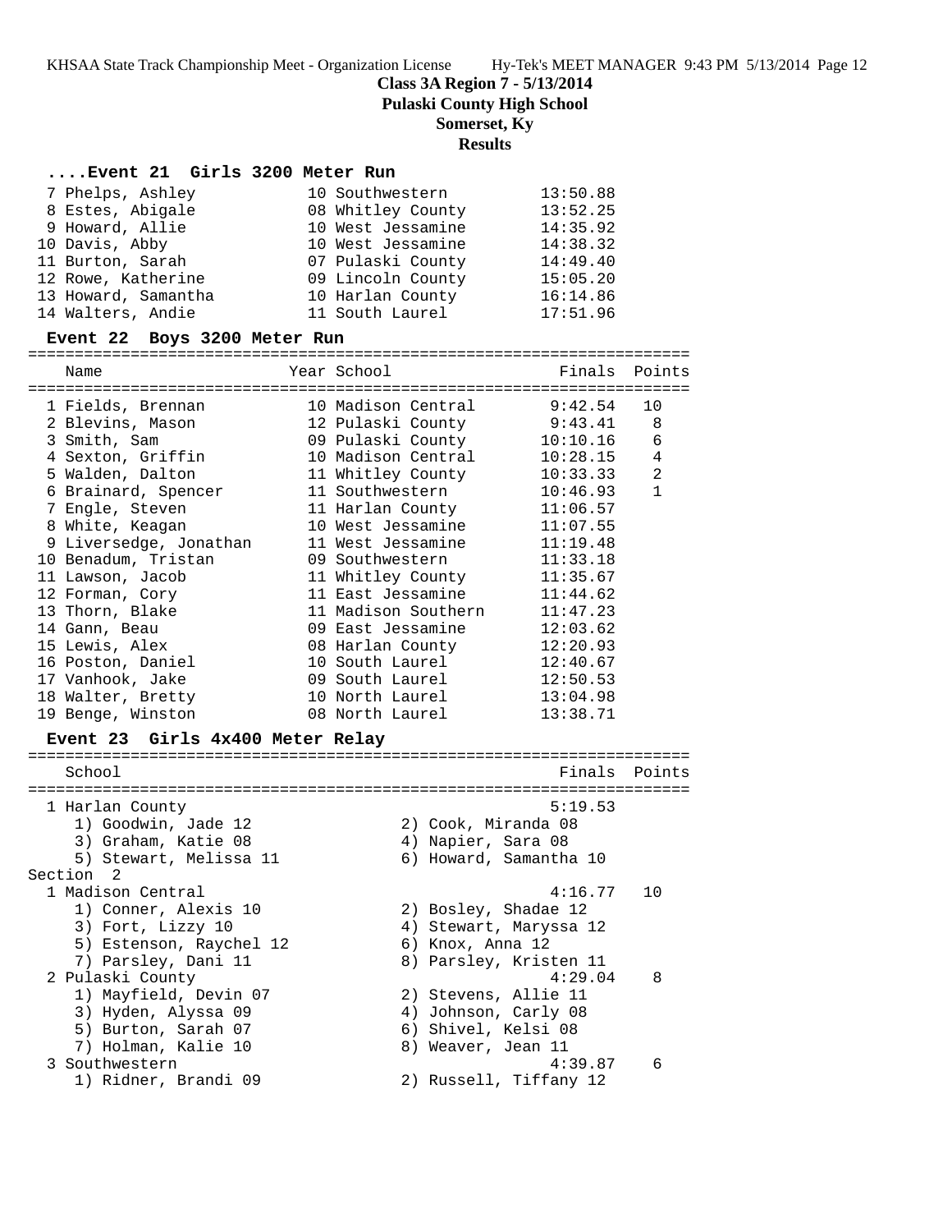**Class 3A Region 7 - 5/13/2014**
**Pulaski County High School**
**Somerset, Ky**
**Results**

### ....Event 21 Girls 3200 Meter Run

| Place | Name | Year | School | Finals |
|---|---|---|---|---|
| 7 | Phelps, Ashley | 10 | Southwestern | 13:50.88 |
| 8 | Estes, Abigale | 08 | Whitley County | 13:52.25 |
| 9 | Howard, Allie | 10 | West Jessamine | 14:35.92 |
| 10 | Davis, Abby | 10 | West Jessamine | 14:38.32 |
| 11 | Burton, Sarah | 07 | Pulaski County | 14:49.40 |
| 12 | Rowe, Katherine | 09 | Lincoln County | 15:05.20 |
| 13 | Howard, Samantha | 10 | Harlan County | 16:14.86 |
| 14 | Walters, Andie | 11 | South Laurel | 17:51.96 |

### Event 22 Boys 3200 Meter Run

| Place | Name | Year | School | Finals | Points |
|---|---|---|---|---|---|
| 1 | Fields, Brennan | 10 | Madison Central | 9:42.54 | 10 |
| 2 | Blevins, Mason | 12 | Pulaski County | 9:43.41 | 8 |
| 3 | Smith, Sam | 09 | Pulaski County | 10:10.16 | 6 |
| 4 | Sexton, Griffin | 10 | Madison Central | 10:28.15 | 4 |
| 5 | Walden, Dalton | 11 | Whitley County | 10:33.33 | 2 |
| 6 | Brainard, Spencer | 11 | Southwestern | 10:46.93 | 1 |
| 7 | Engle, Steven | 11 | Harlan County | 11:06.57 | |
| 8 | White, Keagan | 10 | West Jessamine | 11:07.55 | |
| 9 | Liversedge, Jonathan | 11 | West Jessamine | 11:19.48 | |
| 10 | Benadum, Tristan | 09 | Southwestern | 11:33.18 | |
| 11 | Lawson, Jacob | 11 | Whitley County | 11:35.67 | |
| 12 | Forman, Cory | 11 | East Jessamine | 11:44.62 | |
| 13 | Thorn, Blake | 11 | Madison Southern | 11:47.23 | |
| 14 | Gann, Beau | 09 | East Jessamine | 12:03.62 | |
| 15 | Lewis, Alex | 08 | Harlan County | 12:20.93 | |
| 16 | Poston, Daniel | 10 | South Laurel | 12:40.67 | |
| 17 | Vanhook, Jake | 09 | South Laurel | 12:50.53 | |
| 18 | Walter, Bretty | 10 | North Laurel | 13:04.98 | |
| 19 | Benge, Winston | 08 | North Laurel | 13:38.71 | |

### Event 23 Girls 4x400 Meter Relay

| Place | School | Finals | Points |
|---|---|---|---|
| 1 | Harlan County | 5:19.53 | |

1) Goodwin, Jade 12  2) Cook, Miranda 08
3) Graham, Katie 08  4) Napier, Sara 08
5) Stewart, Melissa 11  6) Howard, Samantha 10

Section 2

| Place | School | Finals | Points |
|---|---|---|---|
| 1 | Madison Central | 4:16.77 | 10 |

1) Conner, Alexis 10  2) Bosley, Shadae 12
3) Fort, Lizzy 10  4) Stewart, Maryssa 12
5) Estenson, Raychel 12  6) Knox, Anna 12
7) Parsley, Dani 11  8) Parsley, Kristen 11

| Place | School | Finals | Points |
|---|---|---|---|
| 2 | Pulaski County | 4:29.04 | 8 |

1) Mayfield, Devin 07  2) Stevens, Allie 11
3) Hyden, Alyssa 09  4) Johnson, Carly 08
5) Burton, Sarah 07  6) Shivel, Kelsi 08
7) Holman, Kalie 10  8) Weaver, Jean 11

| Place | School | Finals | Points |
|---|---|---|---|
| 3 | Southwestern | 4:39.87 | 6 |

1) Ridner, Brandi 09  2) Russell, Tiffany 12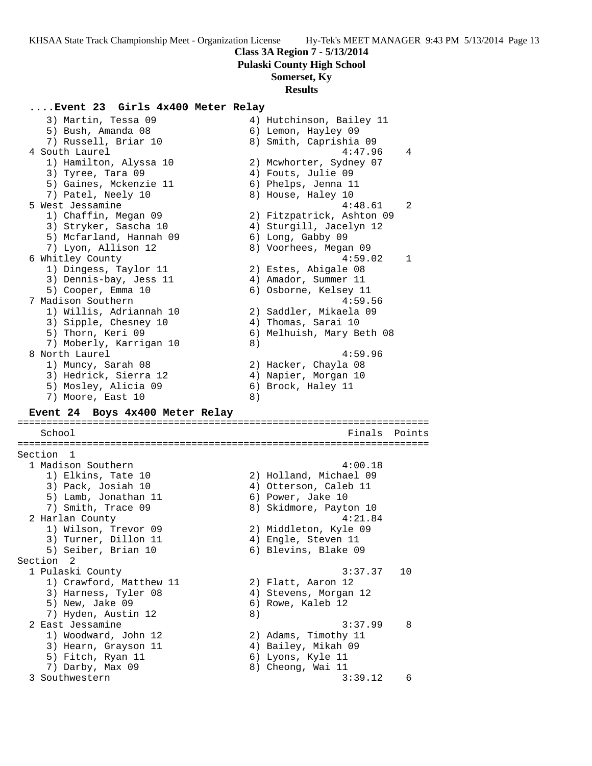**Class 3A Region 7 - 5/13/2014**
**Pulaski County High School**
**Somerset, Ky**
**Results**

### ....Event 23 Girls 4x400 Meter Relay

```
    3) Martin, Tessa 09                4) Hutchinson, Bailey 11
    5) Bush, Amanda 08                 6) Lemon, Hayley 09
    7) Russell, Briar 10               8) Smith, Caprishia 09
  4 South Laurel                                  4:47.96    4
    1) Hamilton, Alyssa 10             2) Mcwhorter, Sydney 07
    3) Tyree, Tara 09                  4) Fouts, Julie 09
    5) Gaines, Mckenzie 11             6) Phelps, Jenna 11
    7) Patel, Neely 10                 8) House, Haley 10
  5 West Jessamine                                4:48.61    2
    1) Chaffin, Megan 09               2) Fitzpatrick, Ashton 09
    3) Stryker, Sascha 10              4) Sturgill, Jacelyn 12
    5) Mcfarland, Hannah 09            6) Long, Gabby 09
    7) Lyon, Allison 12                8) Voorhees, Megan 09
  6 Whitley County                                4:59.02    1
    1) Dingess, Taylor 11              2) Estes, Abigale 08
    3) Dennis-bay, Jess 11             4) Amador, Summer 11
    5) Cooper, Emma 10                 6) Osborne, Kelsey 11
  7 Madison Southern                              4:59.56
    1) Willis, Adriannah 10            2) Saddler, Mikaela 09
    3) Sipple, Chesney 10              4) Thomas, Sarai 10
    5) Thorn, Keri 09                  6) Melhuish, Mary Beth 08
    7) Moberly, Karrigan 10            8)
  8 North Laurel                                  4:59.96
    1) Muncy, Sarah 08                 2) Hacker, Chayla 08
    3) Hedrick, Sierra 12              4) Napier, Morgan 10
    5) Mosley, Alicia 09               6) Brock, Haley 11
    7) Moore, East 10                  8)
```

### Event 24 Boys 4x400 Meter Relay

```
=======================================================================
   School                                               Finals  Points
=======================================================================
Section  1
  1 Madison Southern                                   4:00.18
    1) Elkins, Tate 10                 2) Holland, Michael 09
    3) Pack, Josiah 10                 4) Otterson, Caleb 11
    5) Lamb, Jonathan 11               6) Power, Jake 10
    7) Smith, Trace 09                 8) Skidmore, Payton 10
  2 Harlan County                                      4:21.84
    1) Wilson, Trevor 09               2) Middleton, Kyle 09
    3) Turner, Dillon 11               4) Engle, Steven 11
    5) Seiber, Brian 10                6) Blevins, Blake 09
Section  2
  1 Pulaski County                                     3:37.37   10
    1) Crawford, Matthew 11            2) Flatt, Aaron 12
    3) Harness, Tyler 08               4) Stevens, Morgan 12
    5) New, Jake 09                    6) Rowe, Kaleb 12
    7) Hyden, Austin 12                8)
  2 East Jessamine                                     3:37.99    8
    1) Woodward, John 12               2) Adams, Timothy 11
    3) Hearn, Grayson 11               4) Bailey, Mikah 09
    5) Fitch, Ryan 11                  6) Lyons, Kyle 11
    7) Darby, Max 09                   8) Cheong, Wai 11
  3 Southwestern                                       3:39.12    6
```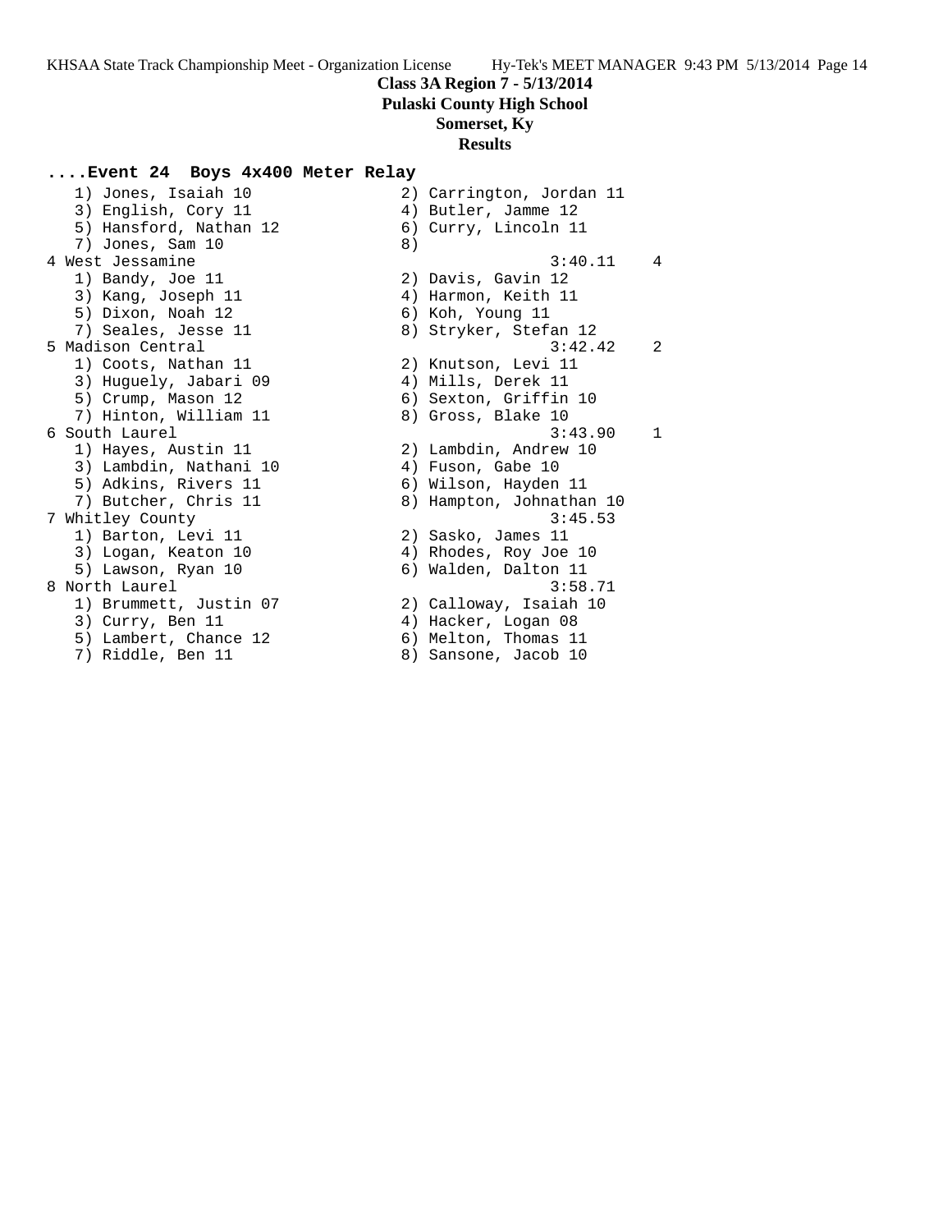**Class 3A Region 7 - 5/13/2014**

**Pulaski County High School**

**Somerset, Ky**

**Results**

**....Event 24 Boys 4x400 Meter Relay**

```
   1) Jones, Isaiah 10              2) Carrington, Jordan 11
   3) English, Cory 11              4) Butler, Jamme 12
   5) Hansford, Nathan 12           6) Curry, Lincoln 11
   7) Jones, Sam 10                 8)
4 West Jessamine                               3:40.11    4
   1) Bandy, Joe 11                 2) Davis, Gavin 12
   3) Kang, Joseph 11               4) Harmon, Keith 11
   5) Dixon, Noah 12                6) Koh, Young 11
   7) Seales, Jesse 11              8) Stryker, Stefan 12
5 Madison Central                              3:42.42    2
   1) Coots, Nathan 11              2) Knutson, Levi 11
   3) Huguely, Jabari 09            4) Mills, Derek 11
   5) Crump, Mason 12               6) Sexton, Griffin 10
   7) Hinton, William 11            8) Gross, Blake 10
6 South Laurel                                 3:43.90    1
   1) Hayes, Austin 11              2) Lambdin, Andrew 10
   3) Lambdin, Nathani 10           4) Fuson, Gabe 10
   5) Adkins, Rivers 11             6) Wilson, Hayden 11
   7) Butcher, Chris 11             8) Hampton, Johnathan 10
7 Whitley County                               3:45.53
   1) Barton, Levi 11               2) Sasko, James 11
   3) Logan, Keaton 10              4) Rhodes, Roy Joe 10
   5) Lawson, Ryan 10               6) Walden, Dalton 11
8 North Laurel                                 3:58.71
   1) Brummett, Justin 07           2) Calloway, Isaiah 10
   3) Curry, Ben 11                 4) Hacker, Logan 08
   5) Lambert, Chance 12            6) Melton, Thomas 11
   7) Riddle, Ben 11                8) Sansone, Jacob 10
```